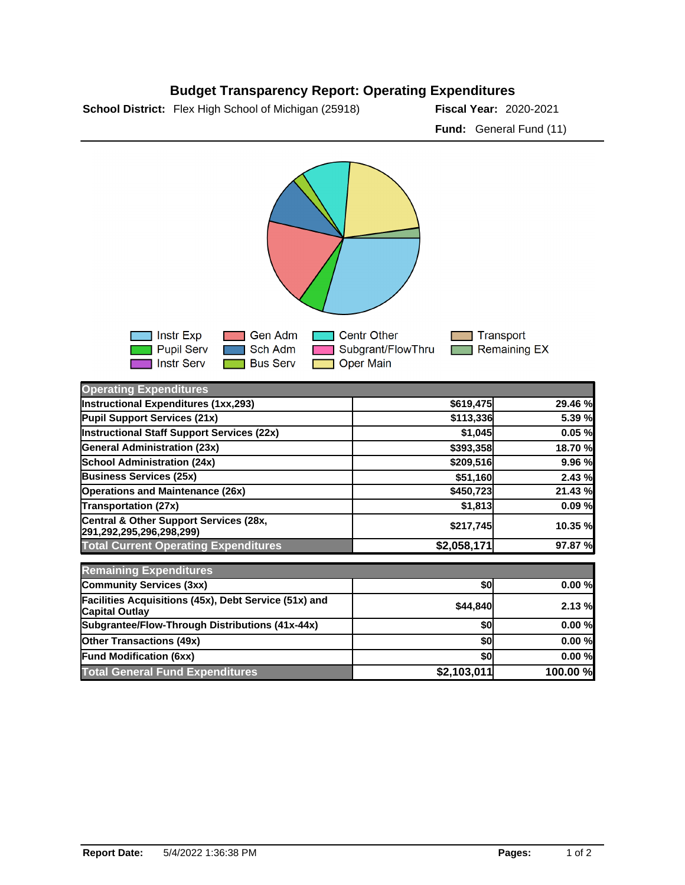# Budget Transparency Report: Operating Expenditures

**School District:** Flex High School of Michigan (25918)

**Fiscal Year:** 2020-2021

**Fund:** General Fund (11)

Instr Exp | Gen Adm | Centr Other | Transport
Pupil Serv | Sch Adm | Subgrant/FlowThru | Remaining EX
Instr Serv | Bus Serv | Oper Main

| Operating Expenditures | | |
|---|---|---|
| Instructional Expenditures (1xx,293) | $619,475 | 29.46 % |
| Pupil Support Services (21x) | $113,336 | 5.39 % |
| Instructional Staff Support Services (22x) | $1,045 | 0.05 % |
| General Administration (23x) | $393,358 | 18.70 % |
| School Administration (24x) | $209,516 | 9.96 % |
| Business Services (25x) | $51,160 | 2.43 % |
| Operations and Maintenance (26x) | $450,723 | 21.43 % |
| Transportation (27x) | $1,813 | 0.09 % |
| Central & Other Support Services (28x, 291,292,295,296,298,299) | $217,745 | 10.35 % |
| **Total Current Operating Expenditures** | **$2,058,171** | **97.87 %** |

| Remaining Expenditures | | |
|---|---|---|
| Community Services (3xx) | $0 | 0.00 % |
| Facilities Acquisitions (45x), Debt Service (51x) and Capital Outlay | $44,840 | 2.13 % |
| Subgrantee/Flow-Through Distributions (41x-44x) | $0 | 0.00 % |
| Other Transactions (49x) | $0 | 0.00 % |
| Fund Modification (6xx) | $0 | 0.00 % |
| **Total General Fund Expenditures** | **$2,103,011** | **100.00 %** |

**Report Date:** 5/4/2022 1:36:38 PM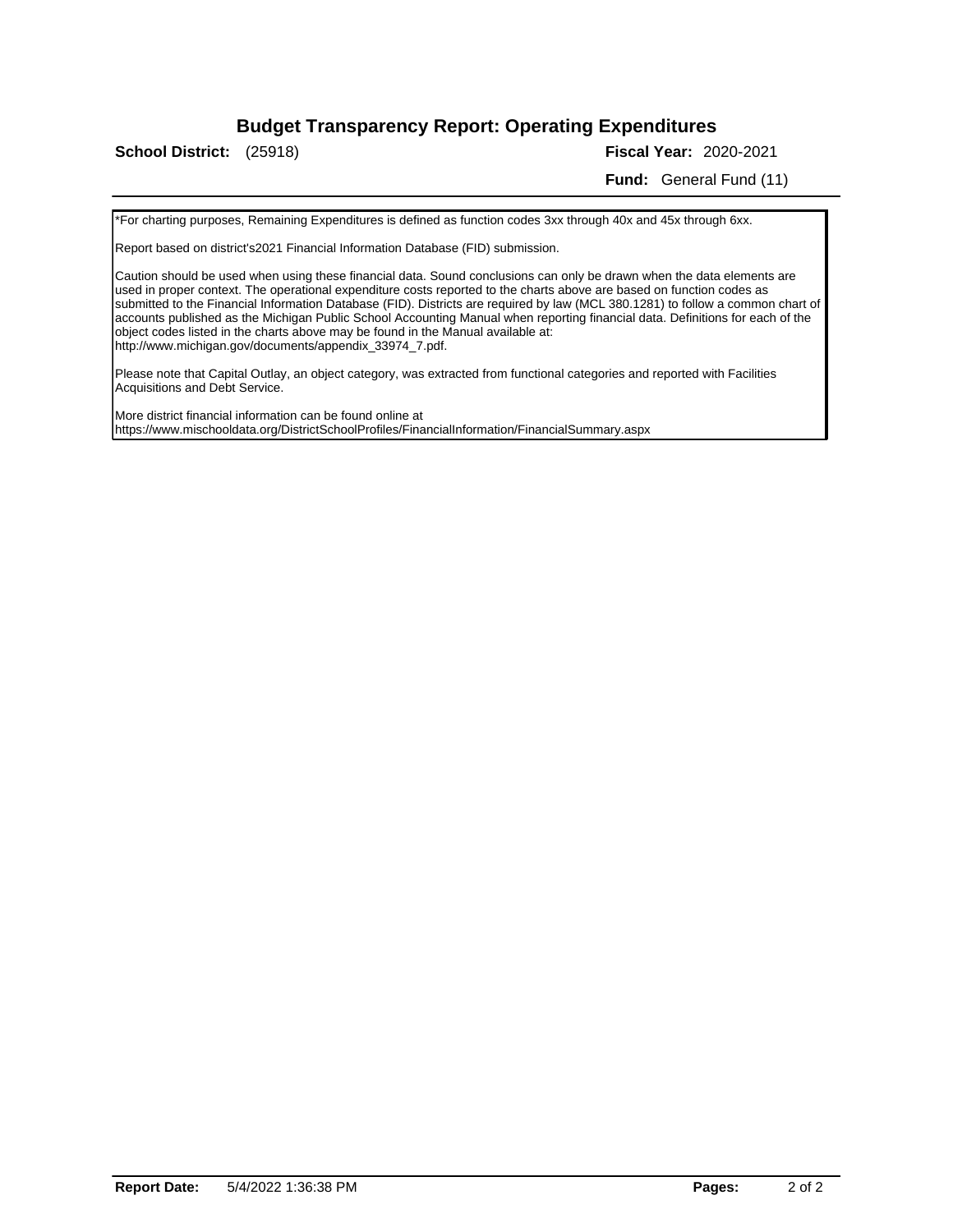## Budget Transparency Report: Operating Expenditures

**School District:** (25918)

**Fiscal Year:** 2020-2021

**Fund:** General Fund (11)

*For charting purposes, Remaining Expenditures is defined as function codes 3xx through 40x and 45x through 6xx.

Report based on district's2021 Financial Information Database (FID) submission.

Caution should be used when using these financial data. Sound conclusions can only be drawn when the data elements are used in proper context. The operational expenditure costs reported to the charts above are based on function codes as submitted to the Financial Information Database (FID). Districts are required by law (MCL 380.1281) to follow a common chart of accounts published as the Michigan Public School Accounting Manual when reporting financial data. Definitions for each of the object codes listed in the charts above may be found in the Manual available at: http://www.michigan.gov/documents/appendix_33974_7.pdf.

Please note that Capital Outlay, an object category, was extracted from functional categories and reported with Facilities Acquisitions and Debt Service.

More district financial information can be found online at https://www.mischooldata.org/DistrictSchoolProfiles/FinancialInformation/FinancialSummary.aspx

**Report Date:** 5/4/2022 1:36:38 PM